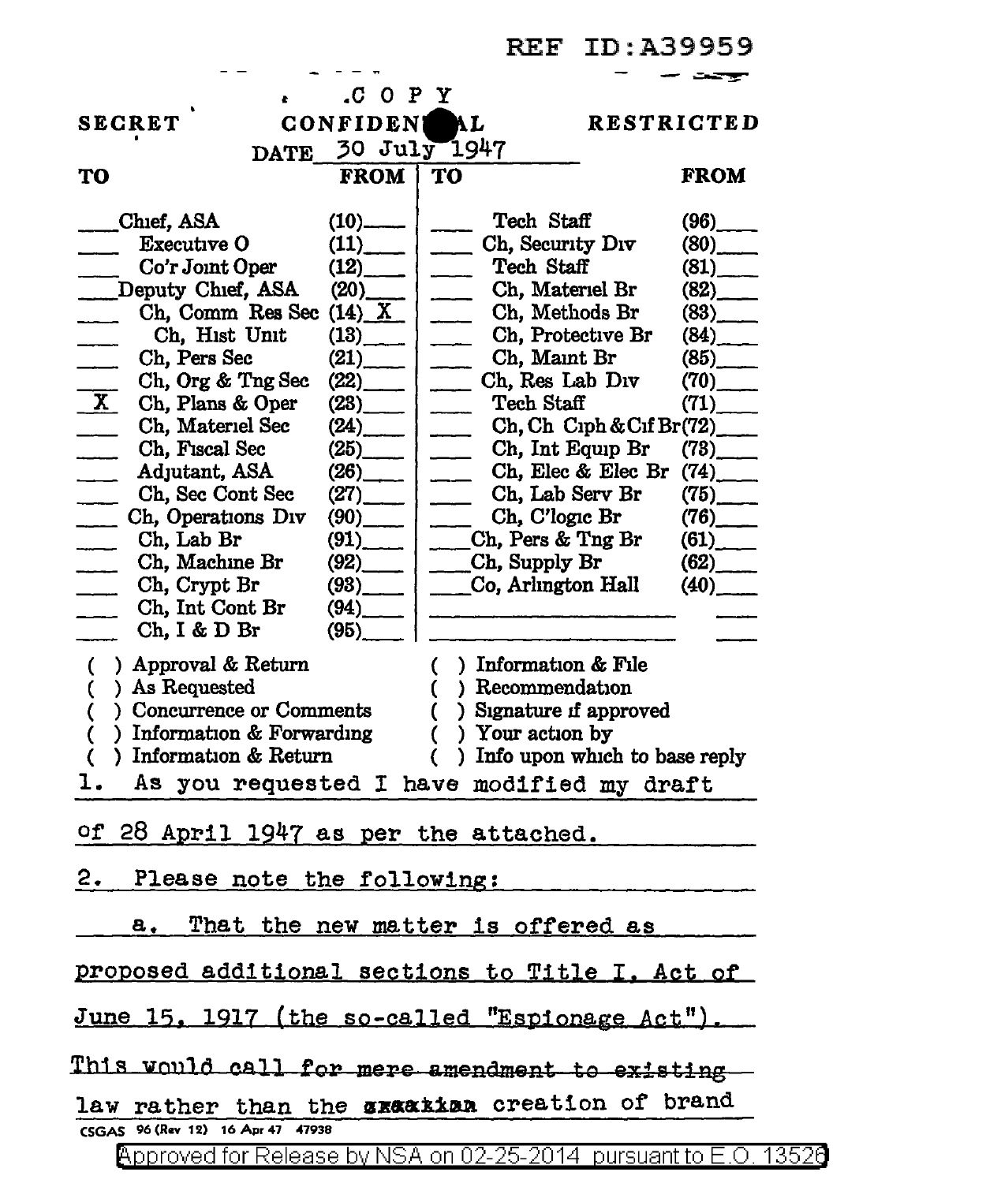REF ID:A39959

.COPY

SECRET CONFIDENTIAL RESTRICTED

DATE 30 July 1947

| TO | FROM | TO | FROM |
|---|---|---|---|
| ___ Chief, ASA | (10)___ | ___ Tech Staff | (96)___ |
| ___ Executive O | (11)___ | ___ Ch, Security Div | (80)___ |
| ___ Co'r Joint Oper | (12)___ | ___ Tech Staff | (81)___ |
| ___ Deputy Chief, ASA | (20)___ | ___ Ch, Materiel Br | (82)___ |
| ___ Ch, Comm Res Sec | (14) X | ___ Ch, Methods Br | (83)___ |
| ___ Ch, Hist Unit | (13)___ | ___ Ch, Protective Br | (84)___ |
| ___ Ch, Pers Sec | (21)___ | ___ Ch, Maint Br | (85)___ |
| ___ Ch, Org & Tng Sec | (22)___ | ___ Ch, Res Lab Div | (70)___ |
| X Ch, Plans & Oper | (23)___ | ___ Tech Staff | (71)___ |
| ___ Ch, Materiel Sec | (24)___ | ___ Ch, Ch Ciph & Cif Br | (72)___ |
| ___ Ch, Fiscal Sec | (25)___ | ___ Ch, Int Equip Br | (73)___ |
| ___ Adjutant, ASA | (26)___ | ___ Ch, Elec & Elec Br | (74)___ |
| ___ Ch, Sec Cont Sec | (27)___ | ___ Ch, Lab Serv Br | (75)___ |
| ___ Ch, Operations Div | (90)___ | ___ Ch, C'logic Br | (76)___ |
| ___ Ch, Lab Br | (91)___ | ___ Ch, Pers & Tng Br | (61)___ |
| ___ Ch, Machine Br | (92)___ | ___ Ch, Supply Br | (62)___ |
| ___ Ch, Crypt Br | (93)___ | ___ Co, Arlington Hall | (40)___ |
| ___ Ch, Int Cont Br | (94)___ | | |
| ___ Ch, I & D Br | (95)___ | | |

( ) Approval & Return
( ) As Requested
( ) Concurrence or Comments
( ) Information & Forwarding
( ) Information & Return
( ) Information & File
( ) Recommendation
( ) Signature if approved
( ) Your action by
( ) Info upon which to base reply

1. As you requested I have modified my draft of 28 April 1947 as per the attached.

2. Please note the following:

a. That the new matter is offered as proposed additional sections to Title I, Act of June 15, 1917 (the so-called "Espionage Act"). ~~This would call for mere amendment to existing~~ law rather than the ~~creation~~ creation of brand

CSGAS 96 (Rev 12) 16 Apr 47 47938

Approved for Release by NSA on 02-25-2014 pursuant to E.O. 13526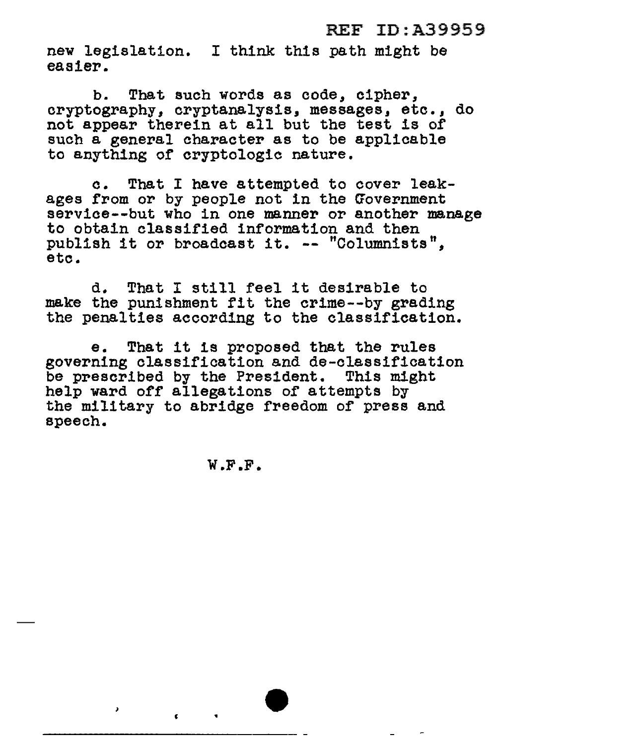new legislation. I think this path might be easier.

b. That such words as code, cipher, cryptography, cryptanalysis, messages, etc., do not appear therein at all but the test is of such a general character as to be applicable to anything of cryptologic nature.

c. That I have attempted to cover leakages from or by people not in the Government service--but who in one manner or another manage to obtain classified information and then publish it or broadcast it. -- "Columnists", etc.

d. That I still feel it desirable to make the punishment fit the crime--by grading the penalties according to the classification.

e. That it is proposed that the rules governing classification and de-classification be prescribed by the President. This might help ward off allegations of attempts by the military to abridge freedom of press and speech.

W.F.F.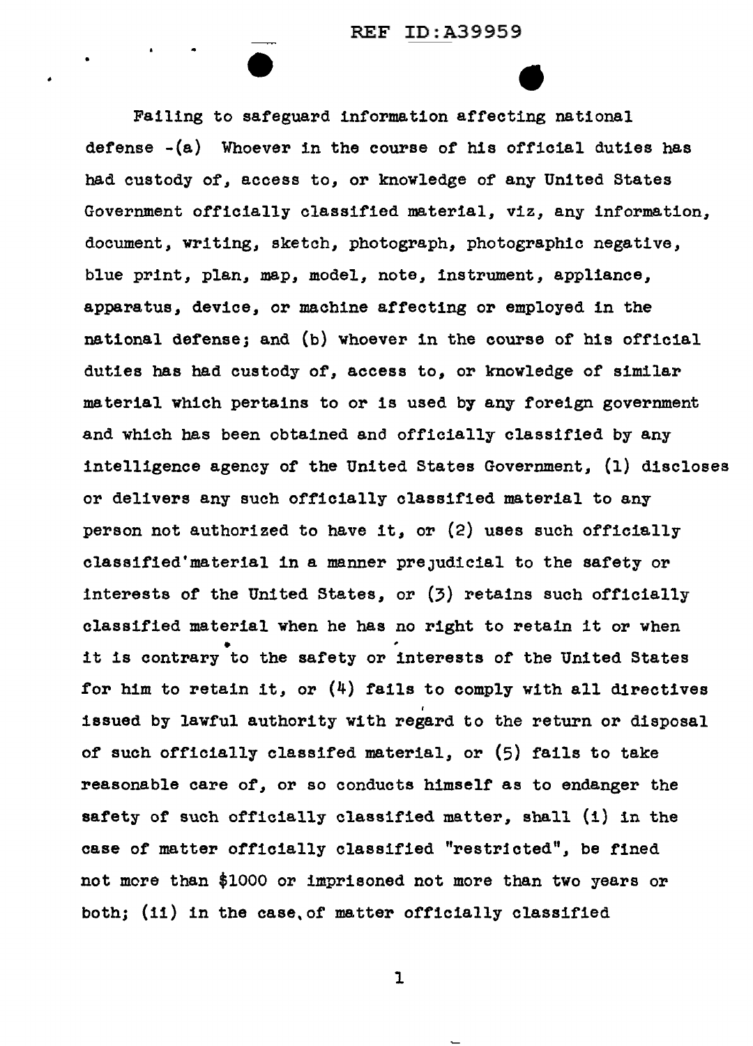Failing to safeguard information affecting national defense -(a) Whoever in the course of his official duties has had custody of, access to, or knowledge of any United States Government officially classified material, viz, any information, document, writing, sketch, photograph, photographic negative, blue print, plan, map, model, note, instrument, appliance, apparatus, device, or machine affecting or employed in the national defense; and (b) whoever in the course of his official duties has had custody of, access to, or knowledge of similar material which pertains to or is used by any foreign government and which has been obtained and officially classified by any intelligence agency of the United States Government, (1) discloses or delivers any such officially classified material to any person not authorized to have it, or (2) uses such officially classified'material in a manner prejudicial to the safety or interests of the United States, or (3) retains such officially classified material when he has no right to retain it or when it is contrary to the safety or interests of the United States for him to retain it, or (4) fails to comply with all directives issued by lawful authority with regard to the return or disposal of such officially classifed material, or (5) fails to take reasonable care of, or so conducts himself as to endanger the safety of such officially classified matter, shall (i) in the case of matter officially classified "restricted", be fined not more than $1000 or imprisoned not more than two years or both; (ii) in the case, of matter officially classified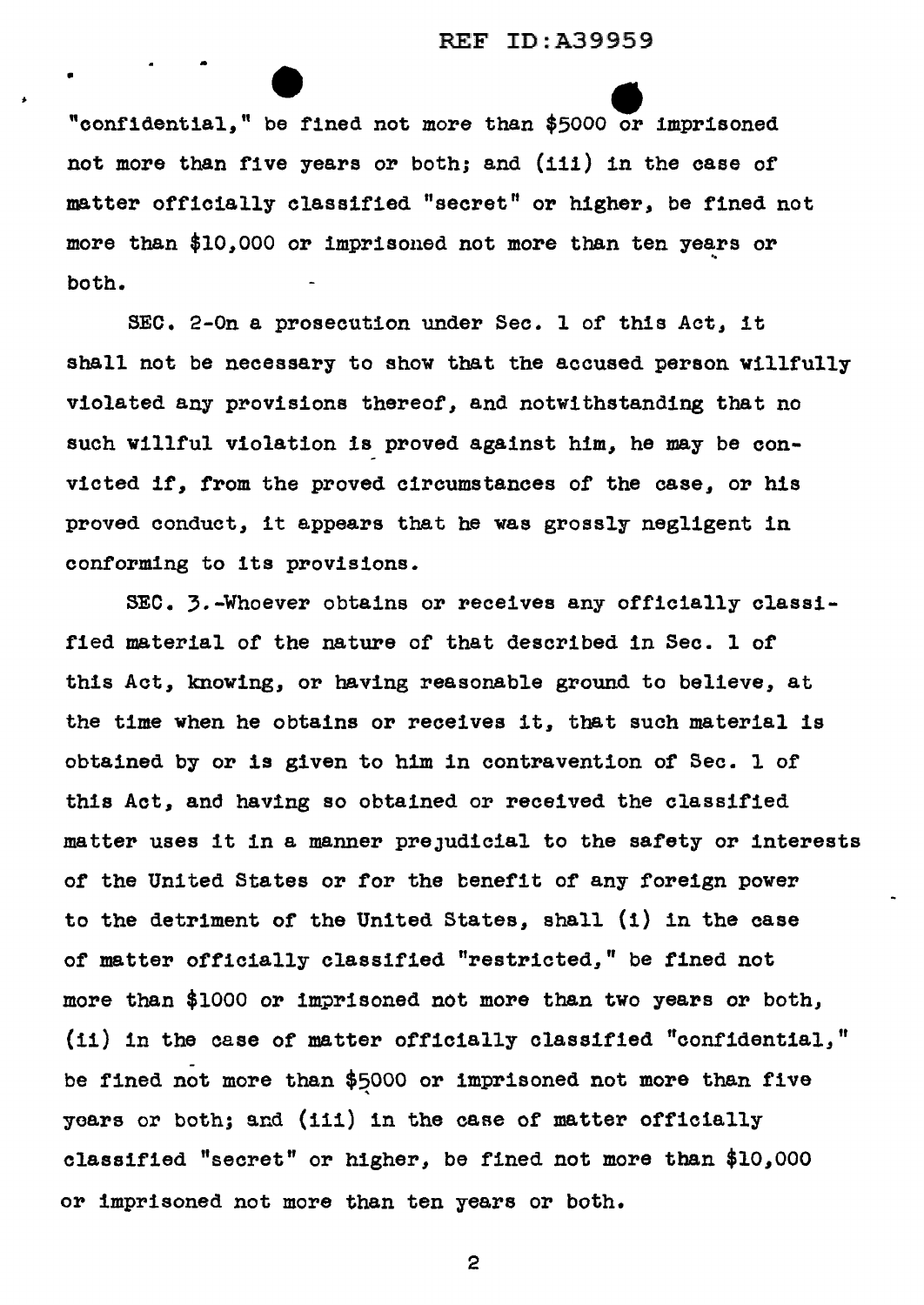"confidential," be fined not more than $5000 or imprisoned not more than five years or both; and (iii) in the case of matter officially classified "secret" or higher, be fined not more than $10,000 or imprisoned not more than ten years or both.

SEC. 2-On a prosecution under Sec. 1 of this Act, it shall not be necessary to show that the accused person willfully violated any provisions thereof, and notwithstanding that no such willful violation is proved against him, he may be convicted if, from the proved circumstances of the case, or his proved conduct, it appears that he was grossly negligent in conforming to its provisions.

SEC. 3.-Whoever obtains or receives any officially classified material of the nature of that described in Sec. 1 of this Act, knowing, or having reasonable ground to believe, at the time when he obtains or receives it, that such material is obtained by or is given to him in contravention of Sec. 1 of this Act, and having so obtained or received the classified matter uses it in a manner prejudicial to the safety or interests of the United States or for the benefit of any foreign power to the detriment of the United States, shall (i) in the case of matter officially classified "restricted," be fined not more than $1000 or imprisoned not more than two years or both, (ii) in the case of matter officially classified "confidential," be fined not more than $5000 or imprisoned not more than five years or both; and (iii) in the case of matter officially classified "secret" or higher, be fined not more than $10,000 or imprisoned not more than ten years or both.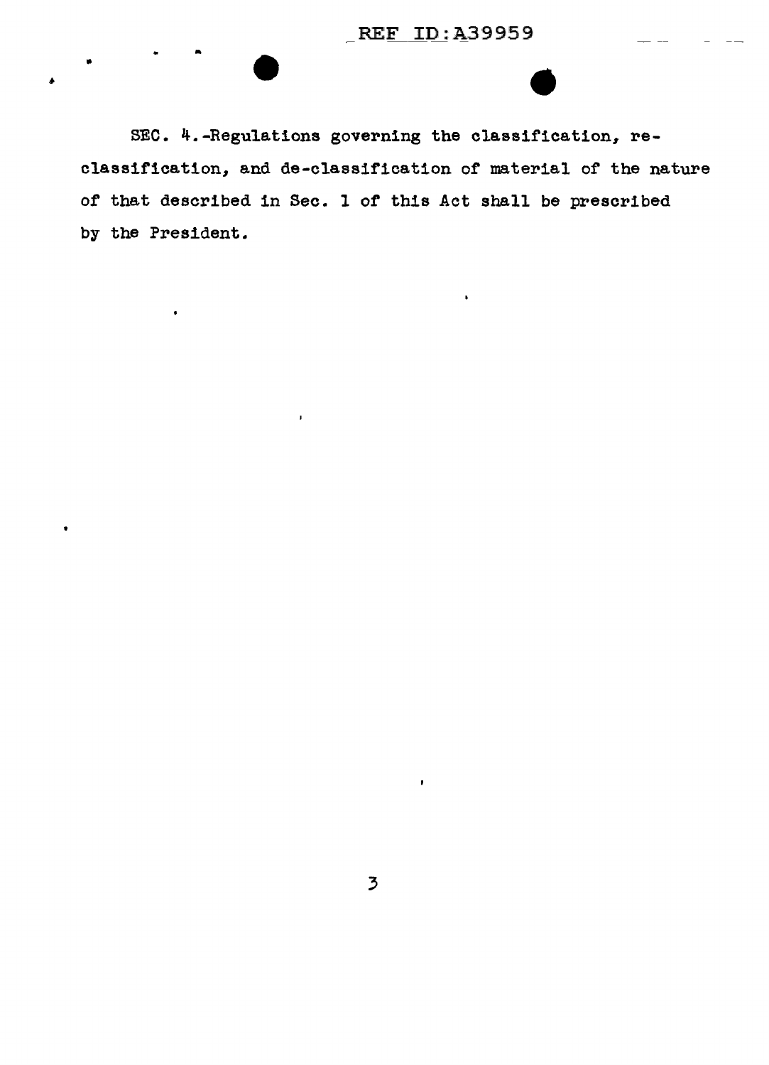SEC. 4.-Regulations governing the classification, re-classification, and de-classification of material of the nature of that described in Sec. 1 of this Act shall be prescribed by the President.